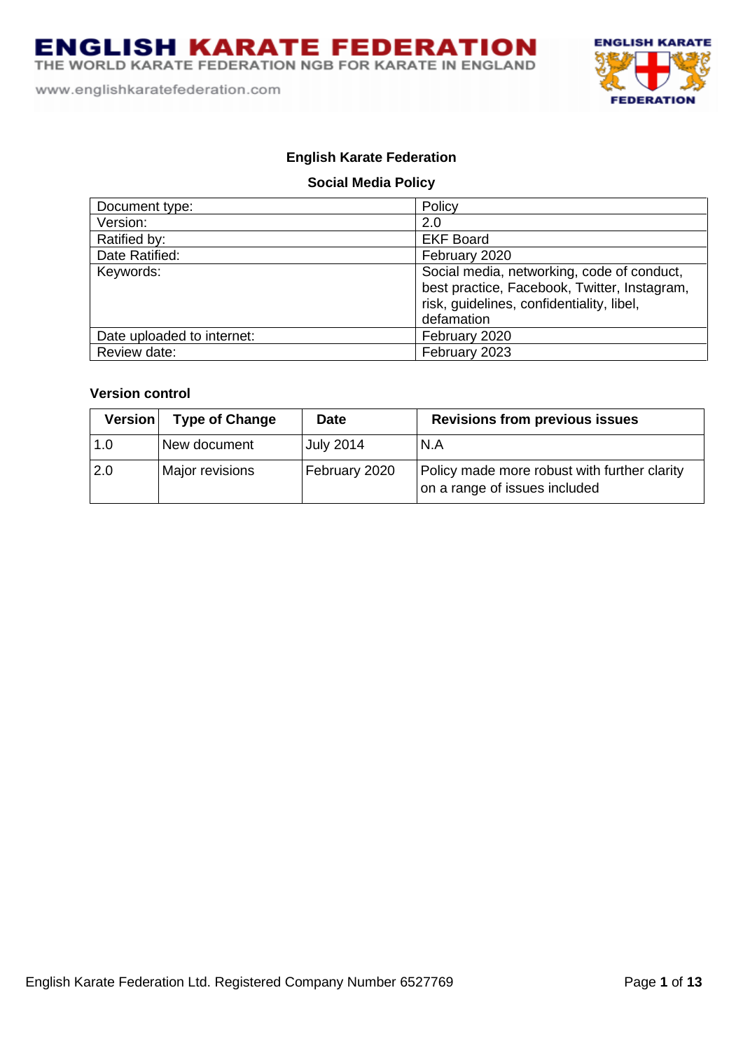# ENGLISH KARATE FEDERATION

THE WORLD KARATE FEDERATION NGB FOR KARATE IN ENGLAND

www.englishkaratefederation.com

**English Karate Federation**

**Social Media Policy**

| | |
|---|---|
| Document type: | Policy |
| Version: | 2.0 |
| Ratified by: | EKF Board |
| Date Ratified: | February 2020 |
| Keywords: | Social media, networking, code of conduct, best practice, Facebook, Twitter, Instagram, risk, guidelines, confidentiality, libel, defamation |
| Date uploaded to internet: | February 2020 |
| Review date: | February 2023 |

**Version control**

| Version | Type of Change | Date | Revisions from previous issues |
|---|---|---|---|
| 1.0 | New document | July 2014 | N.A |
| 2.0 | Major revisions | February 2020 | Policy made more robust with further clarity on a range of issues included |

English Karate Federation Ltd. Registered Company Number 6527769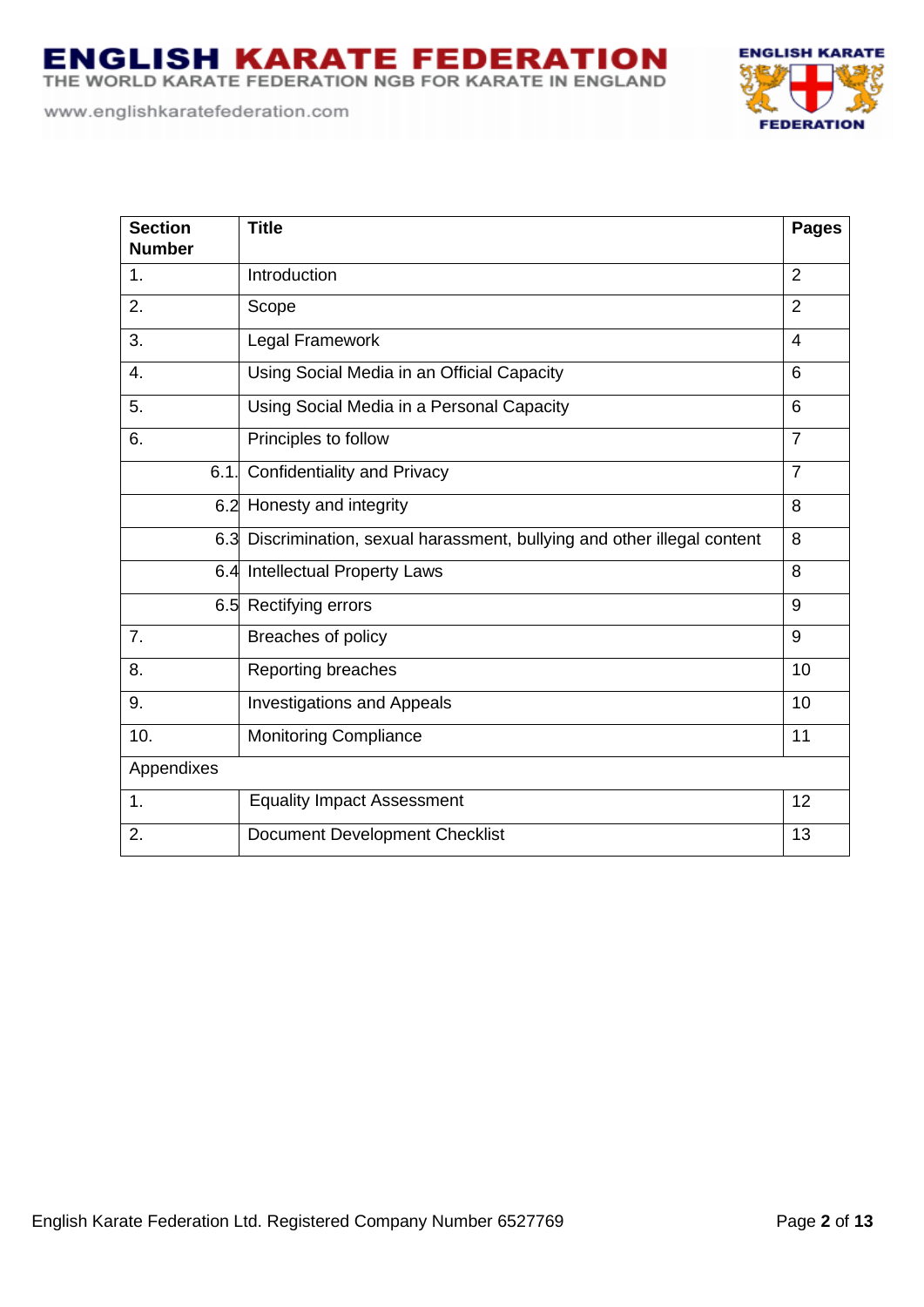| Section Number | Title | Pages |
|---|---|---|
| 1. | Introduction | 2 |
| 2. | Scope | 2 |
| 3. | Legal Framework | 4 |
| 4. | Using Social Media in an Official Capacity | 6 |
| 5. | Using Social Media in a Personal Capacity | 6 |
| 6. | Principles to follow | 7 |
| 6.1. | Confidentiality and Privacy | 7 |
| 6.2 | Honesty and integrity | 8 |
| 6.3 | Discrimination, sexual harassment, bullying and other illegal content | 8 |
| 6.4 | Intellectual Property Laws | 8 |
| 6.5 | Rectifying errors | 9 |
| 7. | Breaches of policy | 9 |
| 8. | Reporting breaches | 10 |
| 9. | Investigations and Appeals | 10 |
| 10. | Monitoring Compliance | 11 |
| Appendixes | | |
| 1. | Equality Impact Assessment | 12 |
| 2. | Document Development Checklist | 13 |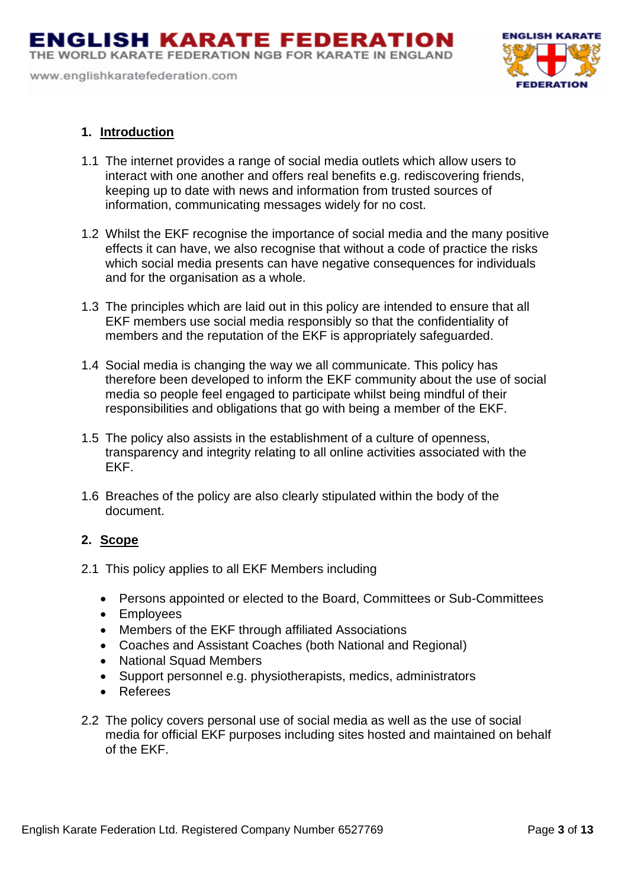## 1. Introduction

1.1 The internet provides a range of social media outlets which allow users to interact with one another and offers real benefits e.g. rediscovering friends, keeping up to date with news and information from trusted sources of information, communicating messages widely for no cost.

1.2 Whilst the EKF recognise the importance of social media and the many positive effects it can have, we also recognise that without a code of practice the risks which social media presents can have negative consequences for individuals and for the organisation as a whole.

1.3 The principles which are laid out in this policy are intended to ensure that all EKF members use social media responsibly so that the confidentiality of members and the reputation of the EKF is appropriately safeguarded.

1.4 Social media is changing the way we all communicate. This policy has therefore been developed to inform the EKF community about the use of social media so people feel engaged to participate whilst being mindful of their responsibilities and obligations that go with being a member of the EKF.

1.5 The policy also assists in the establishment of a culture of openness, transparency and integrity relating to all online activities associated with the EKF.

1.6 Breaches of the policy are also clearly stipulated within the body of the document.

## 2. Scope

2.1 This policy applies to all EKF Members including

- Persons appointed or elected to the Board, Committees or Sub-Committees
- Employees
- Members of the EKF through affiliated Associations
- Coaches and Assistant Coaches (both National and Regional)
- National Squad Members
- Support personnel e.g. physiotherapists, medics, administrators
- Referees

2.2 The policy covers personal use of social media as well as the use of social media for official EKF purposes including sites hosted and maintained on behalf of the EKF.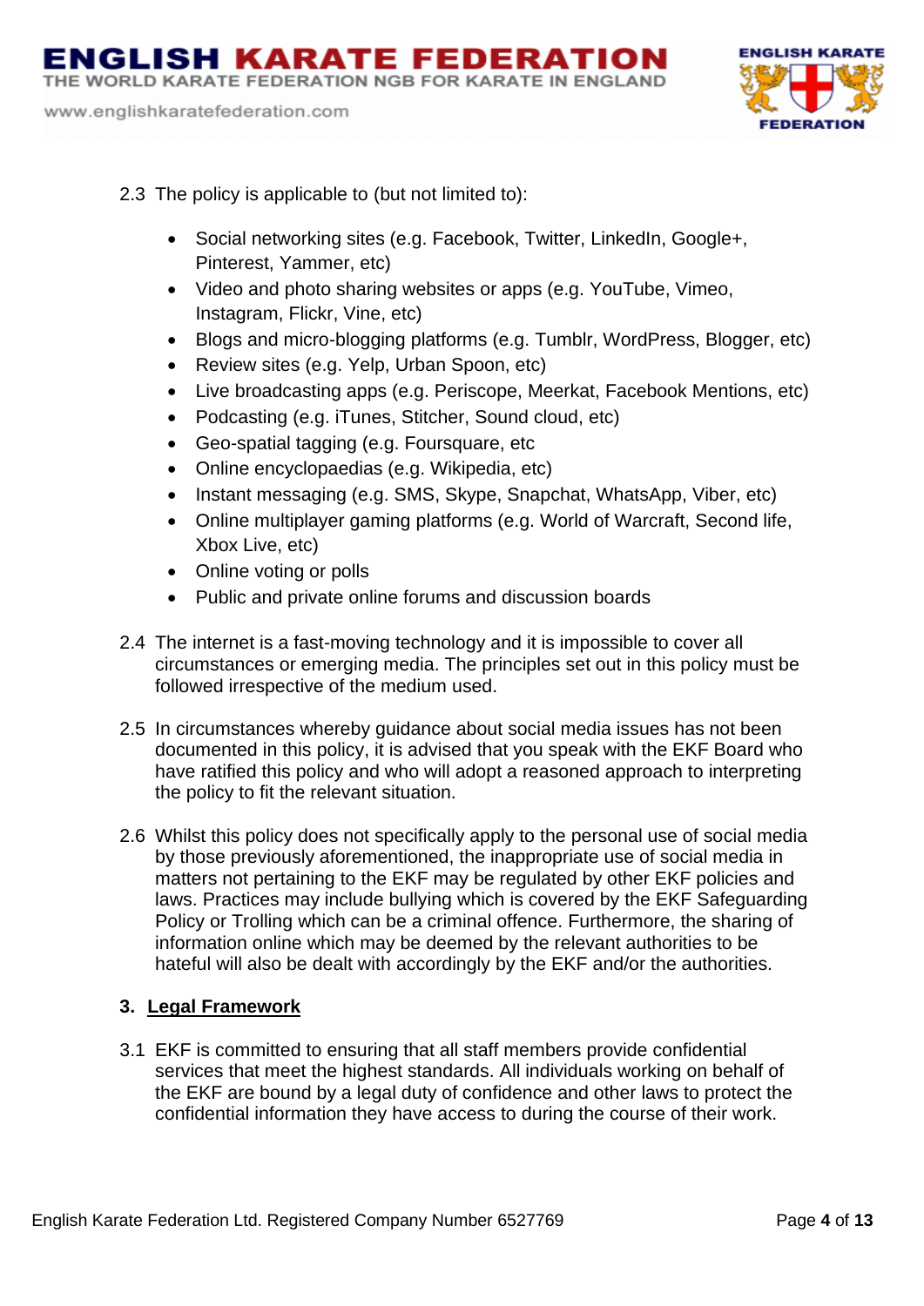2.3 The policy is applicable to (but not limited to):

- Social networking sites (e.g. Facebook, Twitter, LinkedIn, Google+, Pinterest, Yammer, etc)
- Video and photo sharing websites or apps (e.g. YouTube, Vimeo, Instagram, Flickr, Vine, etc)
- Blogs and micro-blogging platforms (e.g. Tumblr, WordPress, Blogger, etc)
- Review sites (e.g. Yelp, Urban Spoon, etc)
- Live broadcasting apps (e.g. Periscope, Meerkat, Facebook Mentions, etc)
- Podcasting (e.g. iTunes, Stitcher, Sound cloud, etc)
- Geo-spatial tagging (e.g. Foursquare, etc
- Online encyclopaedias (e.g. Wikipedia, etc)
- Instant messaging (e.g. SMS, Skype, Snapchat, WhatsApp, Viber, etc)
- Online multiplayer gaming platforms (e.g. World of Warcraft, Second life, Xbox Live, etc)
- Online voting or polls
- Public and private online forums and discussion boards

2.4 The internet is a fast-moving technology and it is impossible to cover all circumstances or emerging media. The principles set out in this policy must be followed irrespective of the medium used.

2.5 In circumstances whereby guidance about social media issues has not been documented in this policy, it is advised that you speak with the EKF Board who have ratified this policy and who will adopt a reasoned approach to interpreting the policy to fit the relevant situation.

2.6 Whilst this policy does not specifically apply to the personal use of social media by those previously aforementioned, the inappropriate use of social media in matters not pertaining to the EKF may be regulated by other EKF policies and laws. Practices may include bullying which is covered by the EKF Safeguarding Policy or Trolling which can be a criminal offence. Furthermore, the sharing of information online which may be deemed by the relevant authorities to be hateful will also be dealt with accordingly by the EKF and/or the authorities.

## 3. Legal Framework

3.1 EKF is committed to ensuring that all staff members provide confidential services that meet the highest standards. All individuals working on behalf of the EKF are bound by a legal duty of confidence and other laws to protect the confidential information they have access to during the course of their work.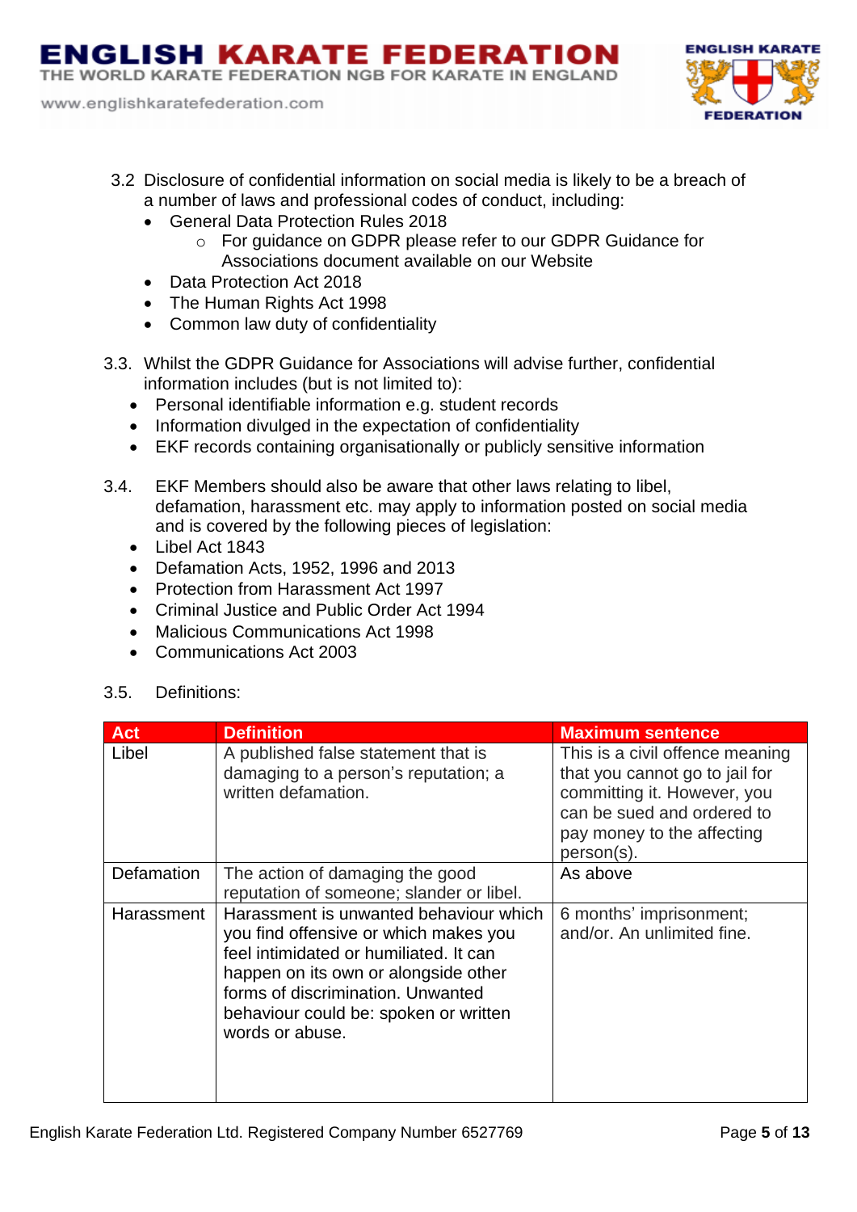3.2 Disclosure of confidential information on social media is likely to be a breach of a number of laws and professional codes of conduct, including:

- General Data Protection Rules 2018
    - For guidance on GDPR please refer to our GDPR Guidance for Associations document available on our Website
- Data Protection Act 2018
- The Human Rights Act 1998
- Common law duty of confidentiality

3.3. Whilst the GDPR Guidance for Associations will advise further, confidential information includes (but is not limited to):

- Personal identifiable information e.g. student records
- Information divulged in the expectation of confidentiality
- EKF records containing organisationally or publicly sensitive information

3.4. EKF Members should also be aware that other laws relating to libel, defamation, harassment etc. may apply to information posted on social media and is covered by the following pieces of legislation:

- Libel Act 1843
- Defamation Acts, 1952, 1996 and 2013
- Protection from Harassment Act 1997
- Criminal Justice and Public Order Act 1994
- Malicious Communications Act 1998
- Communications Act 2003

3.5. Definitions:

| Act | Definition | Maximum sentence |
|---|---|---|
| Libel | A published false statement that is damaging to a person's reputation; a written defamation. | This is a civil offence meaning that you cannot go to jail for committing it. However, you can be sued and ordered to pay money to the affecting person(s). |
| Defamation | The action of damaging the good reputation of someone; slander or libel. | As above |
| Harassment | Harassment is unwanted behaviour which you find offensive or which makes you feel intimidated or humiliated. It can happen on its own or alongside other forms of discrimination. Unwanted behaviour could be: spoken or written words or abuse. | 6 months' imprisonment; and/or. An unlimited fine. |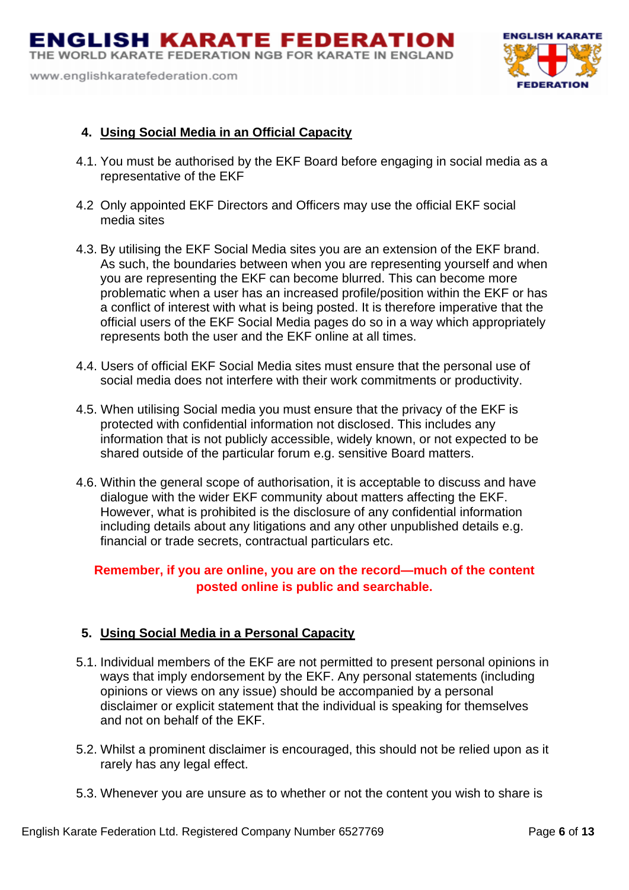## 4. Using Social Media in an Official Capacity

4.1. You must be authorised by the EKF Board before engaging in social media as a representative of the EKF

4.2 Only appointed EKF Directors and Officers may use the official EKF social media sites

4.3. By utilising the EKF Social Media sites you are an extension of the EKF brand. As such, the boundaries between when you are representing yourself and when you are representing the EKF can become blurred. This can become more problematic when a user has an increased profile/position within the EKF or has a conflict of interest with what is being posted. It is therefore imperative that the official users of the EKF Social Media pages do so in a way which appropriately represents both the user and the EKF online at all times.

4.4. Users of official EKF Social Media sites must ensure that the personal use of social media does not interfere with their work commitments or productivity.

4.5. When utilising Social media you must ensure that the privacy of the EKF is protected with confidential information not disclosed. This includes any information that is not publicly accessible, widely known, or not expected to be shared outside of the particular forum e.g. sensitive Board matters.

4.6. Within the general scope of authorisation, it is acceptable to discuss and have dialogue with the wider EKF community about matters affecting the EKF. However, what is prohibited is the disclosure of any confidential information including details about any litigations and any other unpublished details e.g. financial or trade secrets, contractual particulars etc.

**Remember, if you are online, you are on the record—much of the content posted online is public and searchable.**

## 5. Using Social Media in a Personal Capacity

5.1. Individual members of the EKF are not permitted to present personal opinions in ways that imply endorsement by the EKF. Any personal statements (including opinions or views on any issue) should be accompanied by a personal disclaimer or explicit statement that the individual is speaking for themselves and not on behalf of the EKF.

5.2. Whilst a prominent disclaimer is encouraged, this should not be relied upon as it rarely has any legal effect.

5.3. Whenever you are unsure as to whether or not the content you wish to share is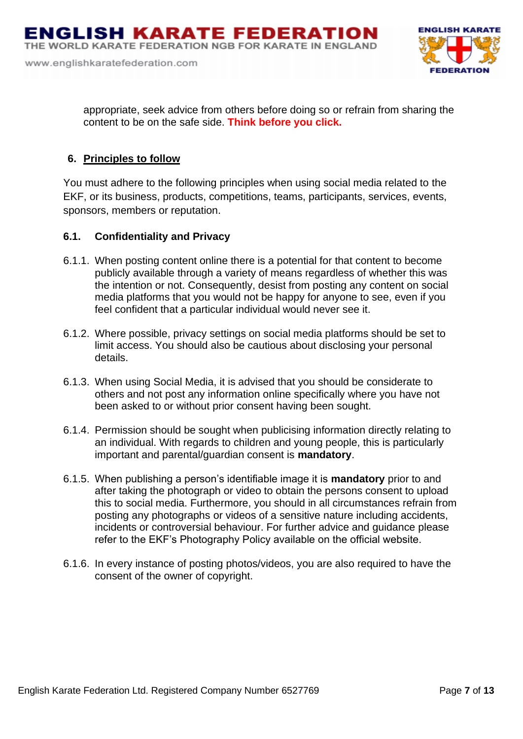appropriate, seek advice from others before doing so or refrain from sharing the content to be on the safe side. **Think before you click.**

## 6. Principles to follow

You must adhere to the following principles when using social media related to the EKF, or its business, products, competitions, teams, participants, services, events, sponsors, members or reputation.

### 6.1. Confidentiality and Privacy

6.1.1. When posting content online there is a potential for that content to become publicly available through a variety of means regardless of whether this was the intention or not. Consequently, desist from posting any content on social media platforms that you would not be happy for anyone to see, even if you feel confident that a particular individual would never see it.

6.1.2. Where possible, privacy settings on social media platforms should be set to limit access. You should also be cautious about disclosing your personal details.

6.1.3. When using Social Media, it is advised that you should be considerate to others and not post any information online specifically where you have not been asked to or without prior consent having been sought.

6.1.4. Permission should be sought when publicising information directly relating to an individual. With regards to children and young people, this is particularly important and parental/guardian consent is **mandatory**.

6.1.5. When publishing a person's identifiable image it is **mandatory** prior to and after taking the photograph or video to obtain the persons consent to upload this to social media. Furthermore, you should in all circumstances refrain from posting any photographs or videos of a sensitive nature including accidents, incidents or controversial behaviour. For further advice and guidance please refer to the EKF's Photography Policy available on the official website.

6.1.6. In every instance of posting photos/videos, you are also required to have the consent of the owner of copyright.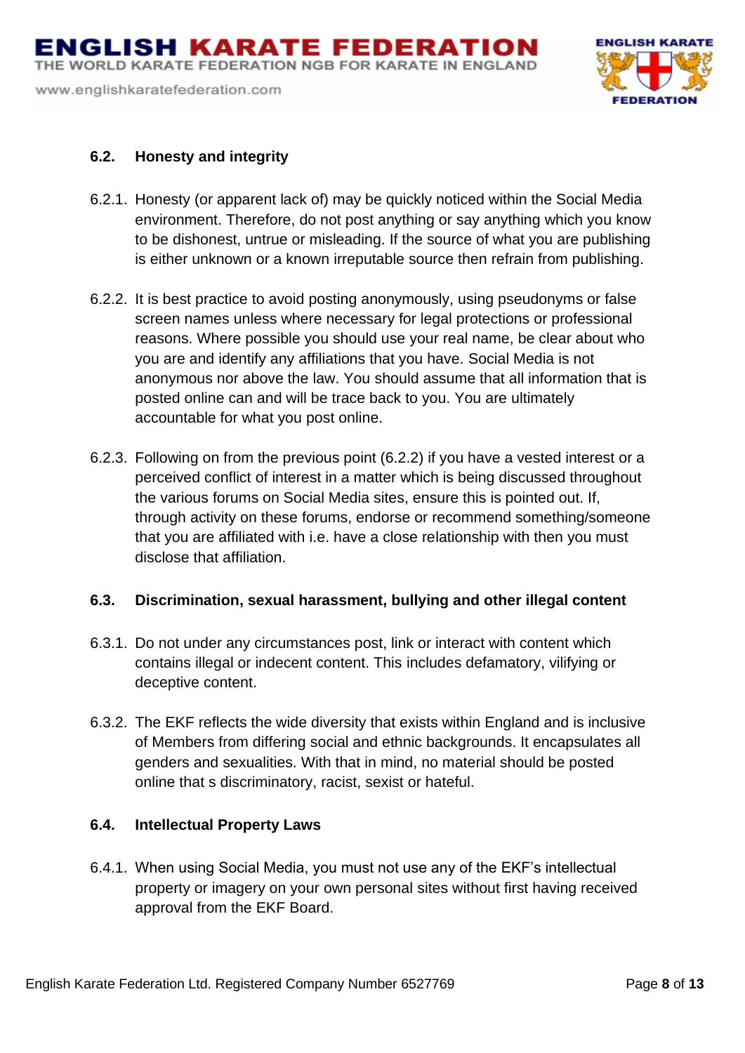### 6.2. Honesty and integrity

6.2.1. Honesty (or apparent lack of) may be quickly noticed within the Social Media environment. Therefore, do not post anything or say anything which you know to be dishonest, untrue or misleading. If the source of what you are publishing is either unknown or a known irreputable source then refrain from publishing.

6.2.2. It is best practice to avoid posting anonymously, using pseudonyms or false screen names unless where necessary for legal protections or professional reasons. Where possible you should use your real name, be clear about who you are and identify any affiliations that you have. Social Media is not anonymous nor above the law. You should assume that all information that is posted online can and will be trace back to you. You are ultimately accountable for what you post online.

6.2.3. Following on from the previous point (6.2.2) if you have a vested interest or a perceived conflict of interest in a matter which is being discussed throughout the various forums on Social Media sites, ensure this is pointed out. If, through activity on these forums, endorse or recommend something/someone that you are affiliated with i.e. have a close relationship with then you must disclose that affiliation.

### 6.3. Discrimination, sexual harassment, bullying and other illegal content

6.3.1. Do not under any circumstances post, link or interact with content which contains illegal or indecent content. This includes defamatory, vilifying or deceptive content.

6.3.2. The EKF reflects the wide diversity that exists within England and is inclusive of Members from differing social and ethnic backgrounds. It encapsulates all genders and sexualities. With that in mind, no material should be posted online that s discriminatory, racist, sexist or hateful.

### 6.4. Intellectual Property Laws

6.4.1. When using Social Media, you must not use any of the EKF's intellectual property or imagery on your own personal sites without first having received approval from the EKF Board.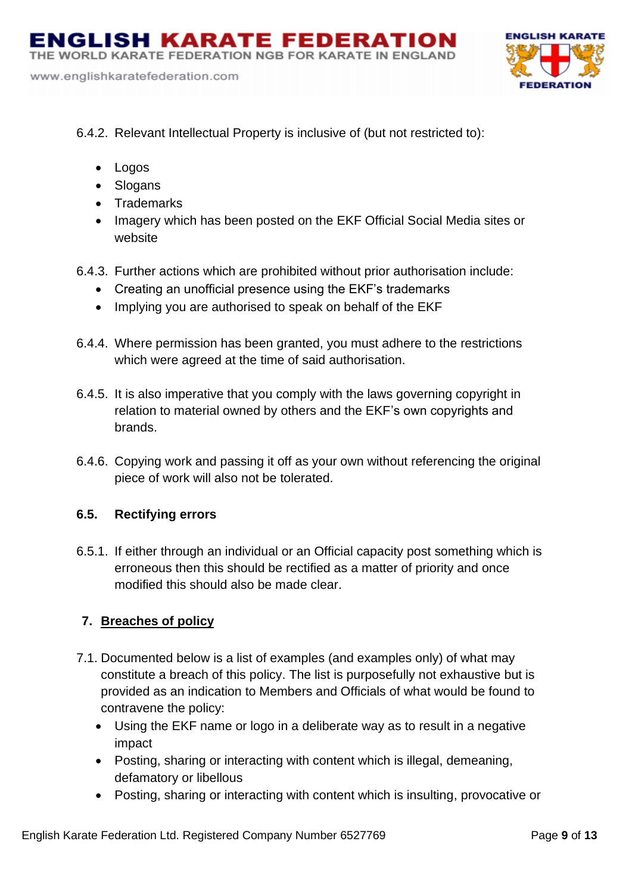6.4.2. Relevant Intellectual Property is inclusive of (but not restricted to):

- Logos
- Slogans
- Trademarks
- Imagery which has been posted on the EKF Official Social Media sites or website

6.4.3. Further actions which are prohibited without prior authorisation include:

- Creating an unofficial presence using the EKF's trademarks
- Implying you are authorised to speak on behalf of the EKF

6.4.4. Where permission has been granted, you must adhere to the restrictions which were agreed at the time of said authorisation.

6.4.5. It is also imperative that you comply with the laws governing copyright in relation to material owned by others and the EKF's own copyrights and brands.

6.4.6. Copying work and passing it off as your own without referencing the original piece of work will also not be tolerated.

### 6.5. Rectifying errors

6.5.1. If either through an individual or an Official capacity post something which is erroneous then this should be rectified as a matter of priority and once modified this should also be made clear.

## 7. Breaches of policy

7.1. Documented below is a list of examples (and examples only) of what may constitute a breach of this policy. The list is purposefully not exhaustive but is provided as an indication to Members and Officials of what would be found to contravene the policy:

- Using the EKF name or logo in a deliberate way as to result in a negative impact
- Posting, sharing or interacting with content which is illegal, demeaning, defamatory or libellous
- Posting, sharing or interacting with content which is insulting, provocative or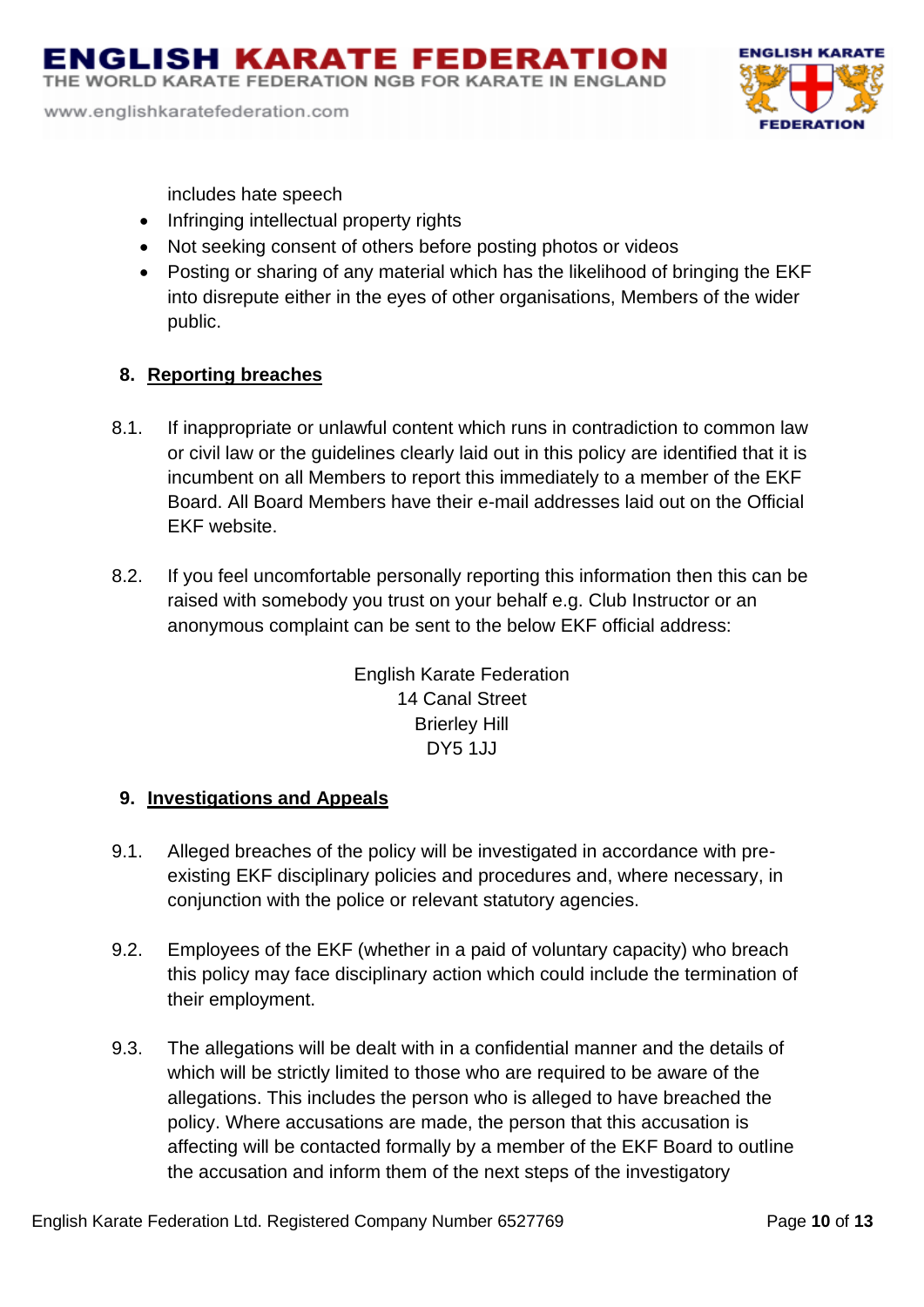includes hate speech

- Infringing intellectual property rights
- Not seeking consent of others before posting photos or videos
- Posting or sharing of any material which has the likelihood of bringing the EKF into disrepute either in the eyes of other organisations, Members of the wider public.

## 8. Reporting breaches

8.1. If inappropriate or unlawful content which runs in contradiction to common law or civil law or the guidelines clearly laid out in this policy are identified that it is incumbent on all Members to report this immediately to a member of the EKF Board. All Board Members have their e-mail addresses laid out on the Official EKF website.

8.2. If you feel uncomfortable personally reporting this information then this can be raised with somebody you trust on your behalf e.g. Club Instructor or an anonymous complaint can be sent to the below EKF official address:

English Karate Federation
14 Canal Street
Brierley Hill
DY5 1JJ

## 9. Investigations and Appeals

9.1. Alleged breaches of the policy will be investigated in accordance with pre-existing EKF disciplinary policies and procedures and, where necessary, in conjunction with the police or relevant statutory agencies.

9.2. Employees of the EKF (whether in a paid of voluntary capacity) who breach this policy may face disciplinary action which could include the termination of their employment.

9.3. The allegations will be dealt with in a confidential manner and the details of which will be strictly limited to those who are required to be aware of the allegations. This includes the person who is alleged to have breached the policy. Where accusations are made, the person that this accusation is affecting will be contacted formally by a member of the EKF Board to outline the accusation and inform them of the next steps of the investigatory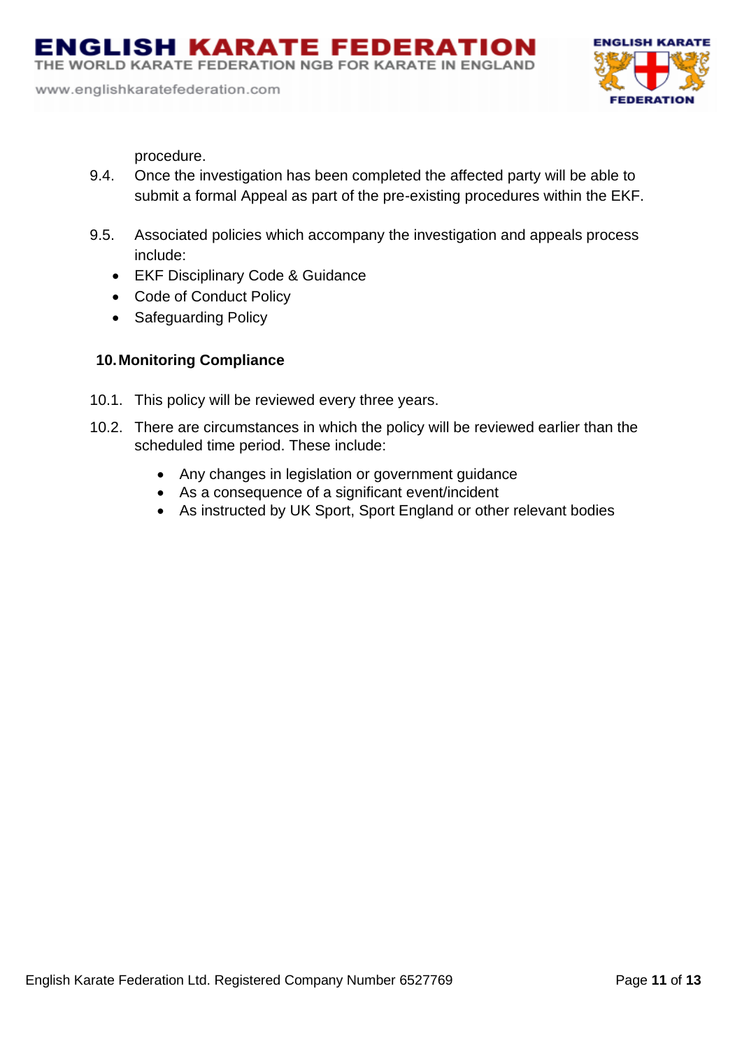procedure.

9.4. Once the investigation has been completed the affected party will be able to submit a formal Appeal as part of the pre-existing procedures within the EKF.

9.5. Associated policies which accompany the investigation and appeals process include:

- EKF Disciplinary Code & Guidance
- Code of Conduct Policy
- Safeguarding Policy

## 10. Monitoring Compliance

10.1. This policy will be reviewed every three years.

10.2. There are circumstances in which the policy will be reviewed earlier than the scheduled time period. These include:

- Any changes in legislation or government guidance
- As a consequence of a significant event/incident
- As instructed by UK Sport, Sport England or other relevant bodies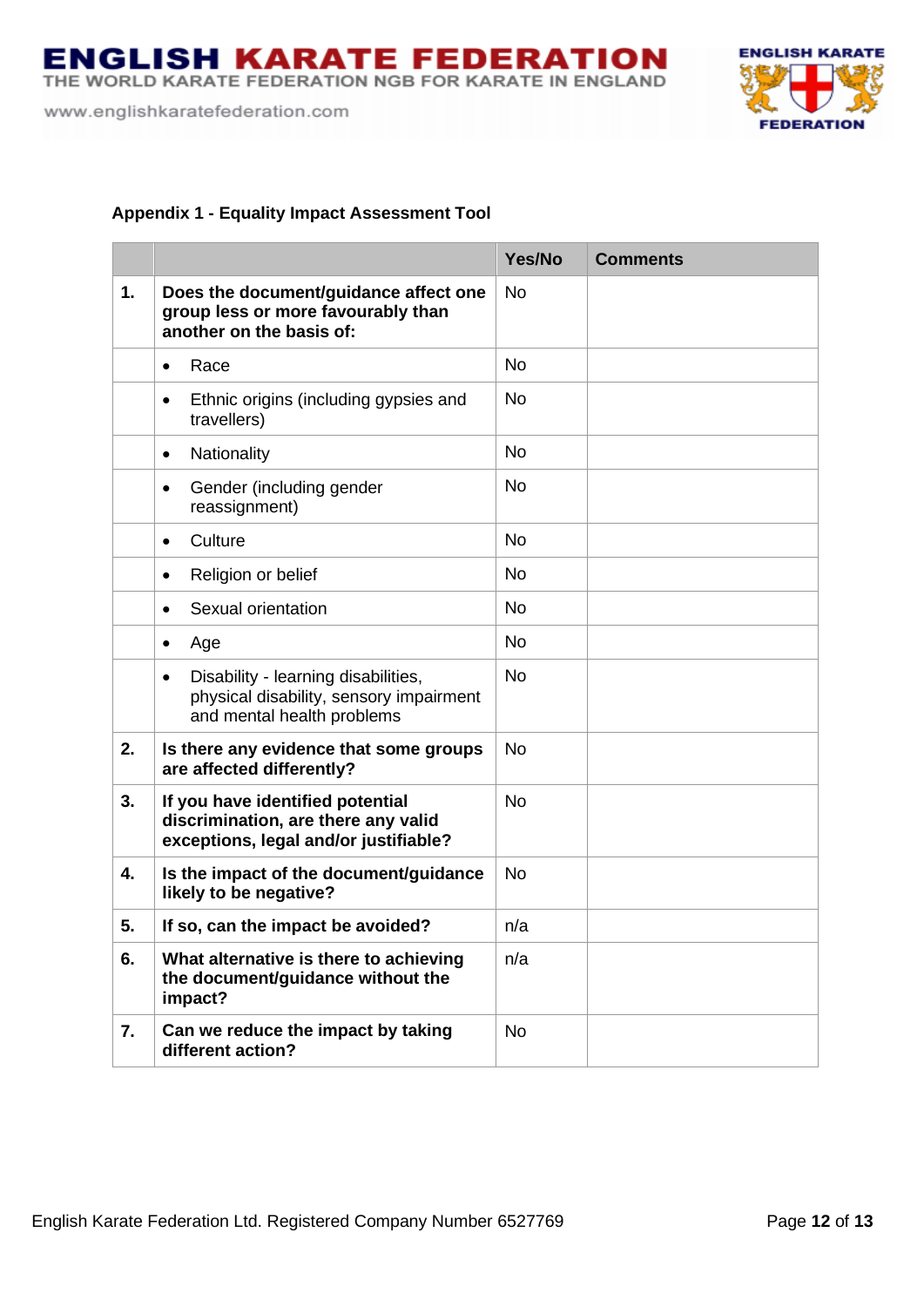**Appendix 1 - Equality Impact Assessment Tool**

| | | Yes/No | Comments |
|---|---|---|---|
| **1.** | **Does the document/guidance affect one group less or more favourably than another on the basis of:** | No | |
| | • Race | No | |
| | • Ethnic origins (including gypsies and travellers) | No | |
| | • Nationality | No | |
| | • Gender (including gender reassignment) | No | |
| | • Culture | No | |
| | • Religion or belief | No | |
| | • Sexual orientation | No | |
| | • Age | No | |
| | • Disability - learning disabilities, physical disability, sensory impairment and mental health problems | No | |
| **2.** | **Is there any evidence that some groups are affected differently?** | No | |
| **3.** | **If you have identified potential discrimination, are there any valid exceptions, legal and/or justifiable?** | No | |
| **4.** | **Is the impact of the document/guidance likely to be negative?** | No | |
| **5.** | **If so, can the impact be avoided?** | n/a | |
| **6.** | **What alternative is there to achieving the document/guidance without the impact?** | n/a | |
| **7.** | **Can we reduce the impact by taking different action?** | No | |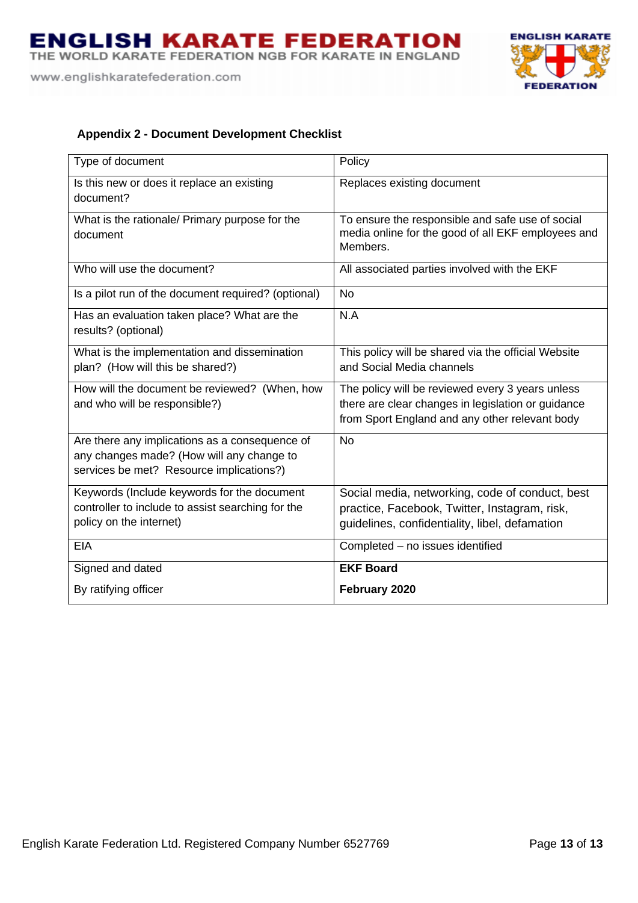## Appendix 2 - Document Development Checklist

| | |
|---|---|
| Type of document | Policy |
| Is this new or does it replace an existing document? | Replaces existing document |
| What is the rationale/ Primary purpose for the document | To ensure the responsible and safe use of social media online for the good of all EKF employees and Members. |
| Who will use the document? | All associated parties involved with the EKF |
| Is a pilot run of the document required? (optional) | No |
| Has an evaluation taken place? What are the results? (optional) | N.A |
| What is the implementation and dissemination plan? (How will this be shared?) | This policy will be shared via the official Website and Social Media channels |
| How will the document be reviewed? (When, how and who will be responsible?) | The policy will be reviewed every 3 years unless there are clear changes in legislation or guidance from Sport England and any other relevant body |
| Are there any implications as a consequence of any changes made? (How will any change to services be met? Resource implications?) | No |
| Keywords (Include keywords for the document controller to include to assist searching for the policy on the internet) | Social media, networking, code of conduct, best practice, Facebook, Twitter, Instagram, risk, guidelines, confidentiality, libel, defamation |
| EIA | Completed – no issues identified |
| Signed and dated<br>By ratifying officer | **EKF Board**<br>**February 2020** |